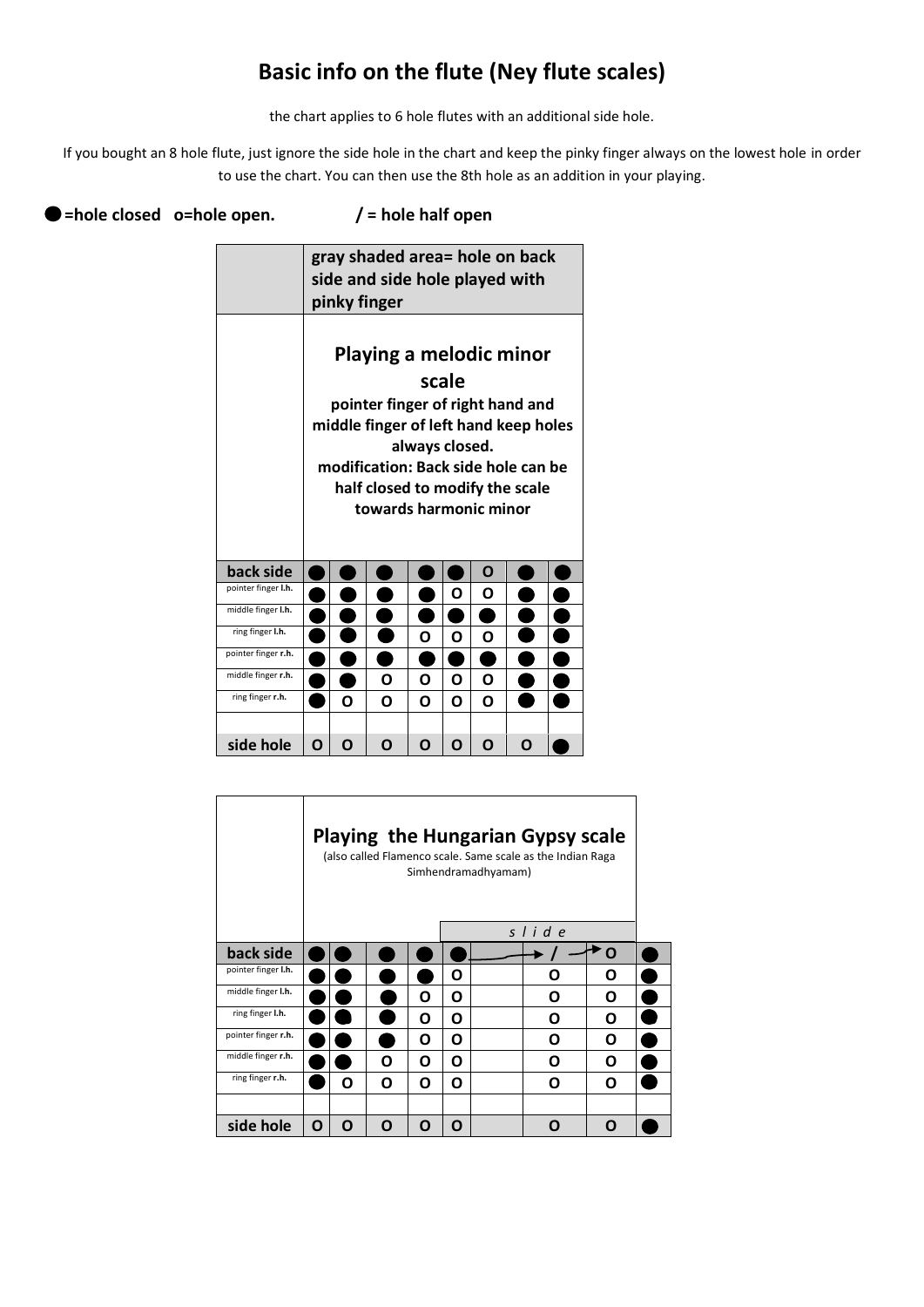# Basic info on the flute (Ney flute scales)

the chart applies to 6 hole flutes with an additional side hole.

If you bought an 8 hole flute, just ignore the side hole in the chart and keep the pinky finger always on the lowest hole in order to use the chart. You can then use the 8th hole as an addition in your playing.

**● =hole closed o=hole open. / = hole half open**

| | **gray shaded area= hole on back side and side hole played with pinky finger** | | | | | | | |
|---|---|---|---|---|---|---|---|---|
| | **Playing a melodic minor scale** **pointer finger of right hand and middle finger of left hand keep holes always closed. modification: Back side hole can be half closed to modify the scale towards harmonic minor** | | | | | | | |
| **back side** | ● | ● | ● | ● | ● | o | ● | ● |
| pointer finger **l.h.** | ● | ● | ● | ● | o | o | ● | ● |
| middle finger **l.h.** | ● | ● | ● | ● | ● | ● | ● | ● |
| ring finger **l.h.** | ● | ● | ● | o | o | o | ● | ● |
| pointer finger **r.h.** | ● | ● | ● | ● | ● | ● | ● | ● |
| middle finger **r.h.** | ● | ● | o | o | o | o | ● | ● |
| ring finger **r.h.** | ● | o | o | o | o | o | ● | ● |
| | | | | | | | | |
| **side hole** | o | o | o | o | o | o | o | ● |

| | **Playing the Hungarian Gypsy scale** (also called Flamenco scale. Same scale as the Indian Raga Simhendramadhyamam) | | | | | | | |
|---|---|---|---|---|---|---|---|---|
| | | | | | *s l i d e* | | | |
| **back side** | ● | ● | ● | ● | ● | → | / → | o |
| pointer finger **l.h.** | ● | ● | ● | ● | o | | o | o |
| middle finger **l.h.** | ● | ● | ● | o | o | | o | o |
| ring finger **l.h.** | ● | ● | ● | o | o | | o | o |
| pointer finger **r.h.** | ● | ● | ● | o | o | | o | o |
| middle finger **r.h.** | ● | ● | o | o | o | | o | o |
| ring finger **r.h.** | ● | o | o | o | o | | o | o |
| | | | | | | | | |
| **side hole** | o | o | o | o | o | | o | o |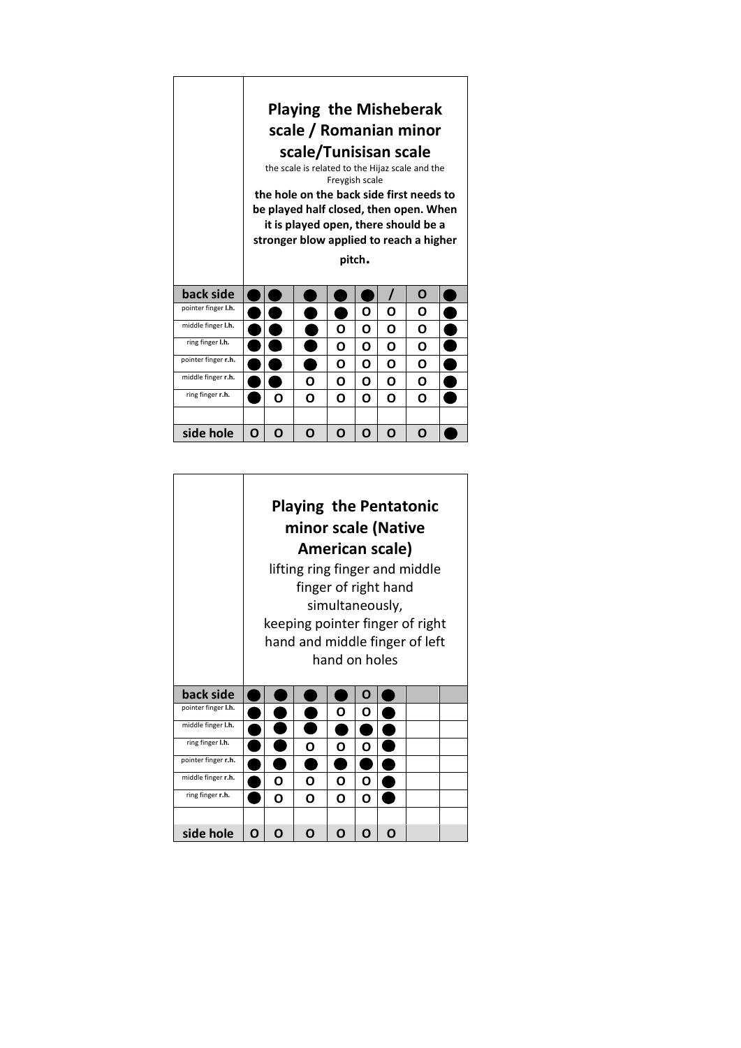| | **Playing the Misheberak scale / Romanian minor scale/Tunisisan scale** the scale is related to the Hijaz scale and the Freygish scale **the hole on the back side first needs to be played half closed, then open. When it is played open, there should be a stronger blow applied to reach a higher pitch.** | | | | | | |
|---|---|---|---|---|---|---|---|
| **back side** | ● | ● | ● | ● | / | O | ● |
| pointer finger **l.h.** | ● | ● | ● | O | O | O | ● |
| middle finger **l.h.** | ● | ● | O | O | O | O | ● |
| ring finger **l.h.** | ● | ● | O | O | O | O | ● |
| pointer finger **r.h.** | ● | ● | O | O | O | O | ● |
| middle finger **r.h.** | ● | O | O | O | O | O | ● |
| ring finger **r.h.** | O | O | O | O | O | O | ● |
| | | | | | | | |
| **side hole** | O | O | O | O | O | O | ● |

| | **Playing the Pentatonic minor scale (Native American scale)** lifting ring finger and middle finger of right hand simultaneously, keeping pointer finger of right hand and middle finger of left hand on holes | | | | | | |
|---|---|---|---|---|---|---|---|
| **back side** | ● | ● | ● | ● | O | ● | |
| pointer finger **l.h.** | ● | ● | ● | O | O | ● | |
| middle finger **l.h.** | ● | ● | ● | ● | ● | ● | |
| ring finger **l.h.** | ● | ● | O | O | O | ● | |
| pointer finger **r.h.** | ● | ● | ● | ● | ● | ● | |
| middle finger **r.h.** | ● | O | O | O | O | ● | |
| ring finger **r.h.** | ● | O | O | O | O | ● | |
| | | | | | | | |
| **side hole** | O | O | O | O | O | O | |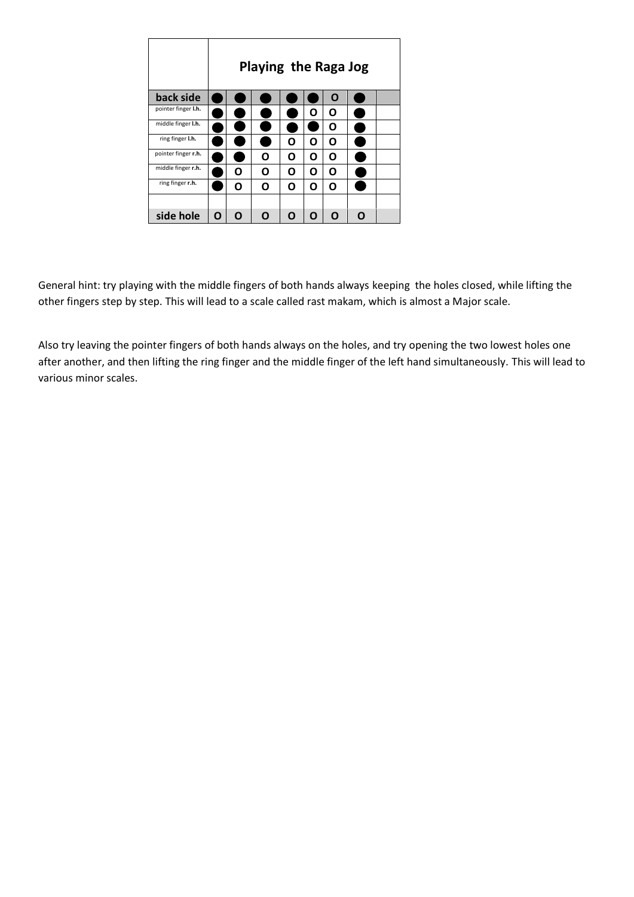| | Playing the Raga Jog | | | | | | | |
|---|---|---|---|---|---|---|---|---|
| **back side** | ● | ● | ● | ● | ● | O | ● | |
| pointer finger **l.h.** | ● | ● | ● | ● | O | O | ● | |
| middle finger **l.h.** | ● | ● | ● | ● | ● | O | ● | |
| ring finger **l.h.** | ● | ● | ● | O | O | O | ● | |
| pointer finger **r.h.** | ● | ● | O | O | O | O | ● | |
| middle finger **r.h.** | ● | O | O | O | O | O | ● | |
| ring finger **r.h.** | ● | O | O | O | O | O | ● | |
| | | | | | | | | |
| **side hole** | O | O | O | O | O | O | O | |

General hint: try playing with the middle fingers of both hands always keeping the holes closed, while lifting the other fingers step by step. This will lead to a scale called rast makam, which is almost a Major scale.

Also try leaving the pointer fingers of both hands always on the holes, and try opening the two lowest holes one after another, and then lifting the ring finger and the middle finger of the left hand simultaneously. This will lead to various minor scales.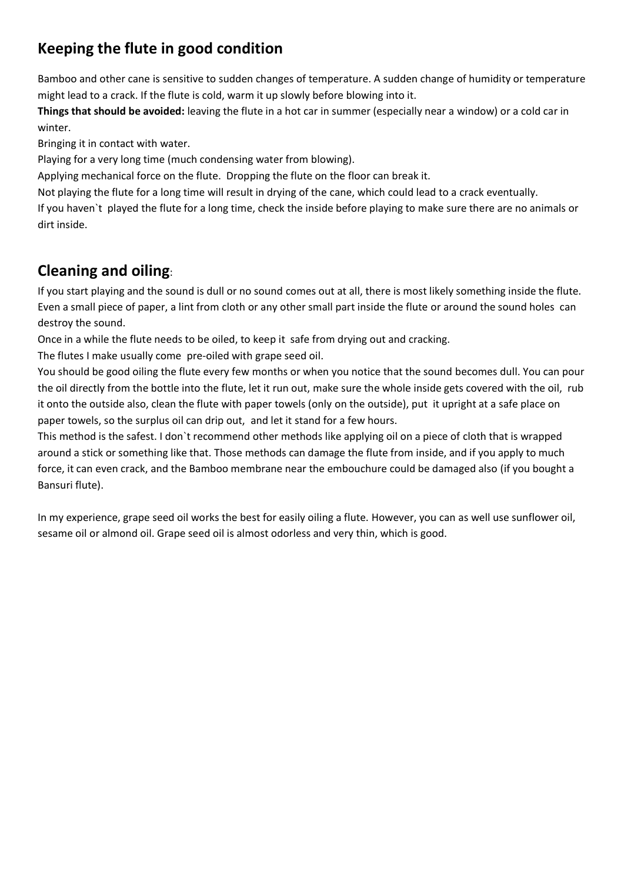## Keeping the flute in good condition

Bamboo and other cane is sensitive to sudden changes of temperature. A sudden change of humidity or temperature might lead to a crack. If the flute is cold, warm it up slowly before blowing into it.

**Things that should be avoided:** leaving the flute in a hot car in summer (especially near a window) or a cold car in winter.

Bringing it in contact with water.

Playing for a very long time (much condensing water from blowing).

Applying mechanical force on the flute. Dropping the flute on the floor can break it.

Not playing the flute for a long time will result in drying of the cane, which could lead to a crack eventually.

If you haven`t played the flute for a long time, check the inside before playing to make sure there are no animals or dirt inside.

## Cleaning and oiling:

If you start playing and the sound is dull or no sound comes out at all, there is most likely something inside the flute. Even a small piece of paper, a lint from cloth or any other small part inside the flute or around the sound holes can destroy the sound.

Once in a while the flute needs to be oiled, to keep it safe from drying out and cracking.

The flutes I make usually come pre-oiled with grape seed oil.

You should be good oiling the flute every few months or when you notice that the sound becomes dull. You can pour the oil directly from the bottle into the flute, let it run out, make sure the whole inside gets covered with the oil, rub it onto the outside also, clean the flute with paper towels (only on the outside), put it upright at a safe place on paper towels, so the surplus oil can drip out, and let it stand for a few hours.

This method is the safest. I don`t recommend other methods like applying oil on a piece of cloth that is wrapped around a stick or something like that. Those methods can damage the flute from inside, and if you apply to much force, it can even crack, and the Bamboo membrane near the embouchure could be damaged also (if you bought a Bansuri flute).

In my experience, grape seed oil works the best for easily oiling a flute. However, you can as well use sunflower oil, sesame oil or almond oil. Grape seed oil is almost odorless and very thin, which is good.